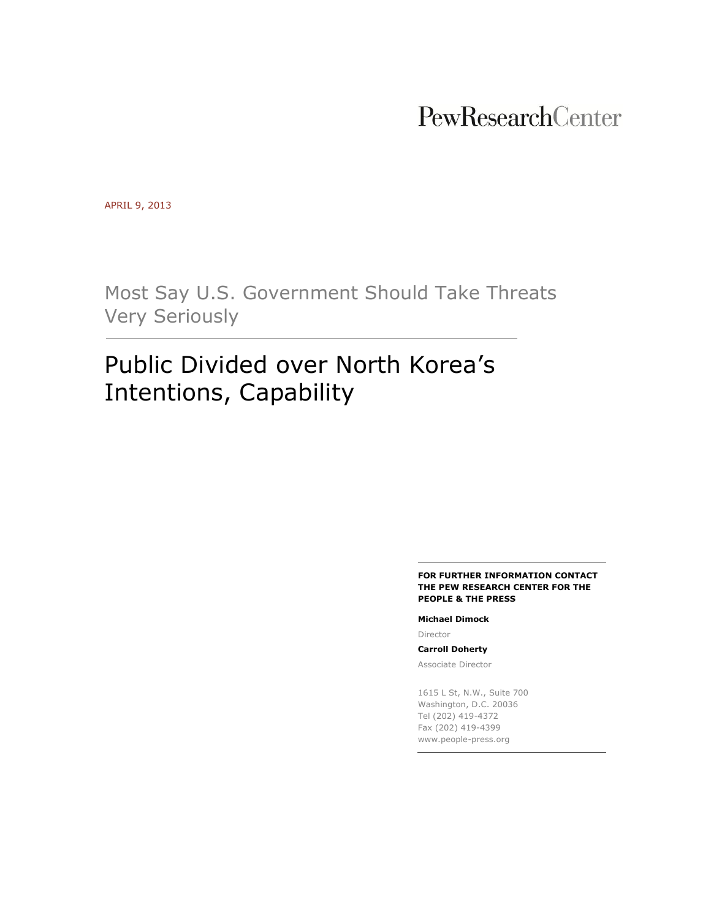PewResearchCenter

APRIL 9, 2013

## Most Say U.S. Government Should Take Threats Very Seriously

# Public Divided over North Korea's Intentions, Capability

**FOR FURTHER INFORMATION CONTACT THE PEW RESEARCH CENTER FOR THE PEOPLE & THE PRESS**

**Michael Dimock**
Director

**Carroll Doherty**
Associate Director

1615 L St, N.W., Suite 700
Washington, D.C. 20036
Tel (202) 419-4372
Fax (202) 419-4399
www.people-press.org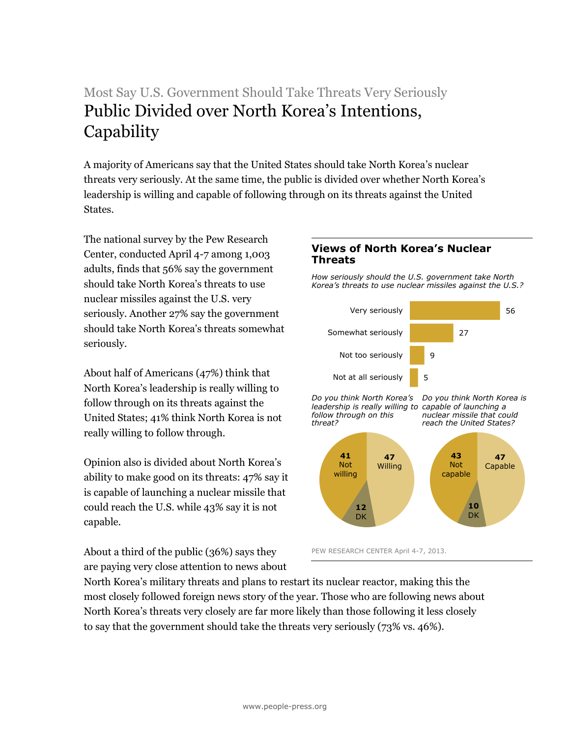Most Say U.S. Government Should Take Threats Very Seriously

# Public Divided over North Korea's Intentions, Capability

A majority of Americans say that the United States should take North Korea's nuclear threats very seriously. At the same time, the public is divided over whether North Korea's leadership is willing and capable of following through on its threats against the United States.

The national survey by the Pew Research Center, conducted April 4-7 among 1,003 adults, finds that 56% say the government should take North Korea's threats to use nuclear missiles against the U.S. very seriously. Another 27% say the government should take North Korea's threats somewhat seriously.

About half of Americans (47%) think that North Korea's leadership is really willing to follow through on its threats against the United States; 41% think North Korea is not really willing to follow through.

Opinion also is divided about North Korea's ability to make good on its threats: 47% say it is capable of launching a nuclear missile that could reach the U.S. while 43% say it is not capable.

About a third of the public (36%) says they are paying very close attention to news about North Korea's military threats and plans to restart its nuclear reactor, making this the most closely followed foreign news story of the year. Those who are following news about North Korea's threats very closely are far more likely than those following it less closely to say that the government should take the threats very seriously (73% vs. 46%).

### Views of North Korea's Nuclear Threats

*How seriously should the U.S. government take North Korea's threats to use nuclear missiles against the U.S.?*

| Response | % |
|---|---|
| Very seriously | 56 |
| Somewhat seriously | 27 |
| Not too seriously | 9 |
| Not at all seriously | 5 |

*Do you think North Korea's leadership is really willing to follow through on this threat?*

| Response | % |
|---|---|
| Willing | 47 |
| Not willing | 41 |
| DK | 12 |

*Do you think North Korea is capable of launching a nuclear missile that could reach the United States?*

| Response | % |
|---|---|
| Capable | 47 |
| Not capable | 43 |
| DK | 10 |

PEW RESEARCH CENTER April 4-7, 2013.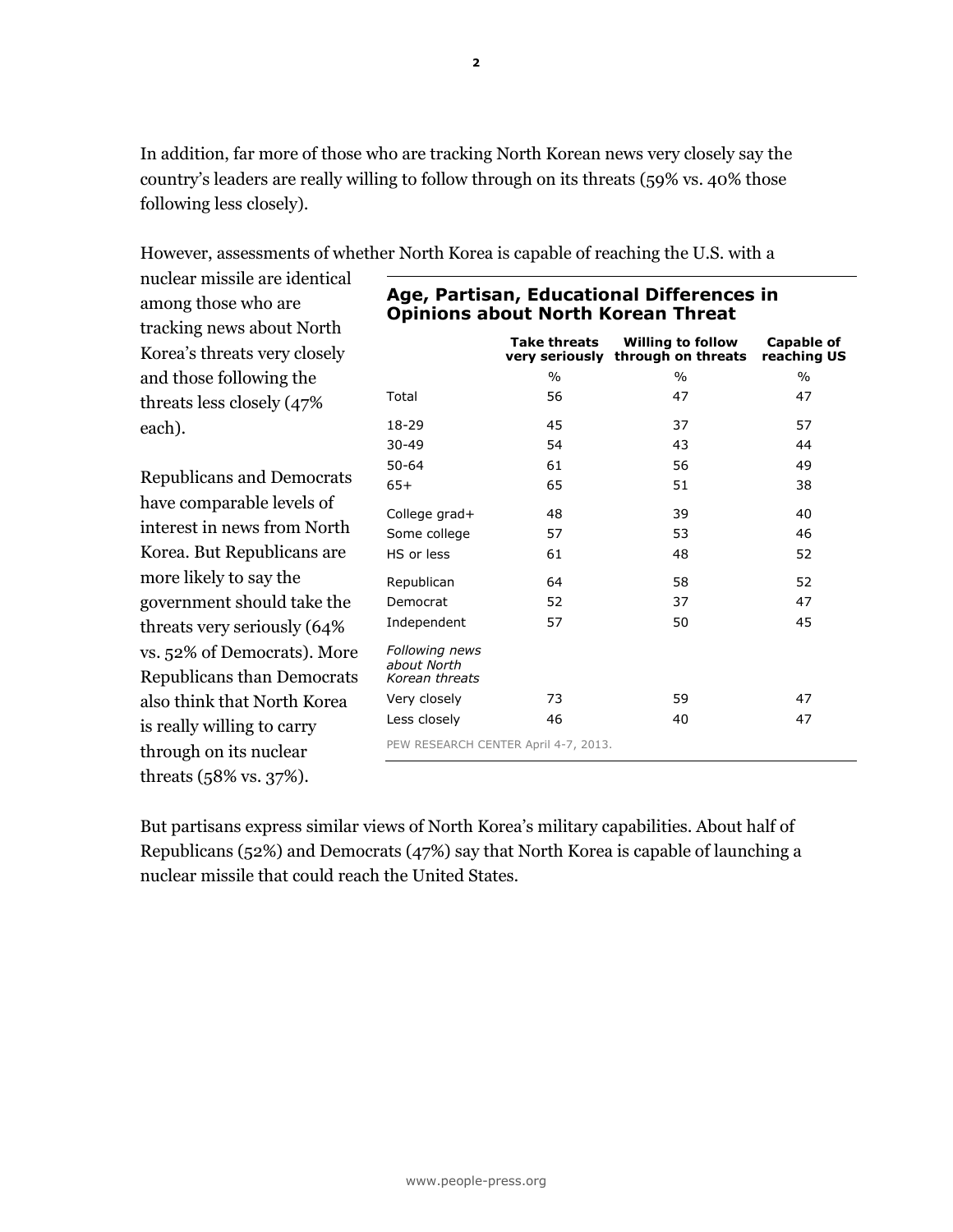In addition, far more of those who are tracking North Korean news very closely say the country's leaders are really willing to follow through on its threats (59% vs. 40% those following less closely).

However, assessments of whether North Korea is capable of reaching the U.S. with a nuclear missile are identical among those who are tracking news about North Korea's threats very closely and those following the threats less closely (47% each).

Republicans and Democrats have comparable levels of interest in news from North Korea. But Republicans are more likely to say the government should take the threats very seriously (64% vs. 52% of Democrats). More Republicans than Democrats also think that North Korea is really willing to carry through on its nuclear threats (58% vs. 37%).

**Age, Partisan, Educational Differences in Opinions about North Korean Threat**

| | Take threats very seriously | Willing to follow through on threats | Capable of reaching US |
|---|---|---|---|
| | % | % | % |
| Total | 56 | 47 | 47 |
| 18-29 | 45 | 37 | 57 |
| 30-49 | 54 | 43 | 44 |
| 50-64 | 61 | 56 | 49 |
| 65+ | 65 | 51 | 38 |
| College grad+ | 48 | 39 | 40 |
| Some college | 57 | 53 | 46 |
| HS or less | 61 | 48 | 52 |
| Republican | 64 | 58 | 52 |
| Democrat | 52 | 37 | 47 |
| Independent | 57 | 50 | 45 |
| *Following news about North Korean threats* | | | |
| Very closely | 73 | 59 | 47 |
| Less closely | 46 | 40 | 47 |

PEW RESEARCH CENTER April 4-7, 2013.

But partisans express similar views of North Korea's military capabilities. About half of Republicans (52%) and Democrats (47%) say that North Korea is capable of launching a nuclear missile that could reach the United States.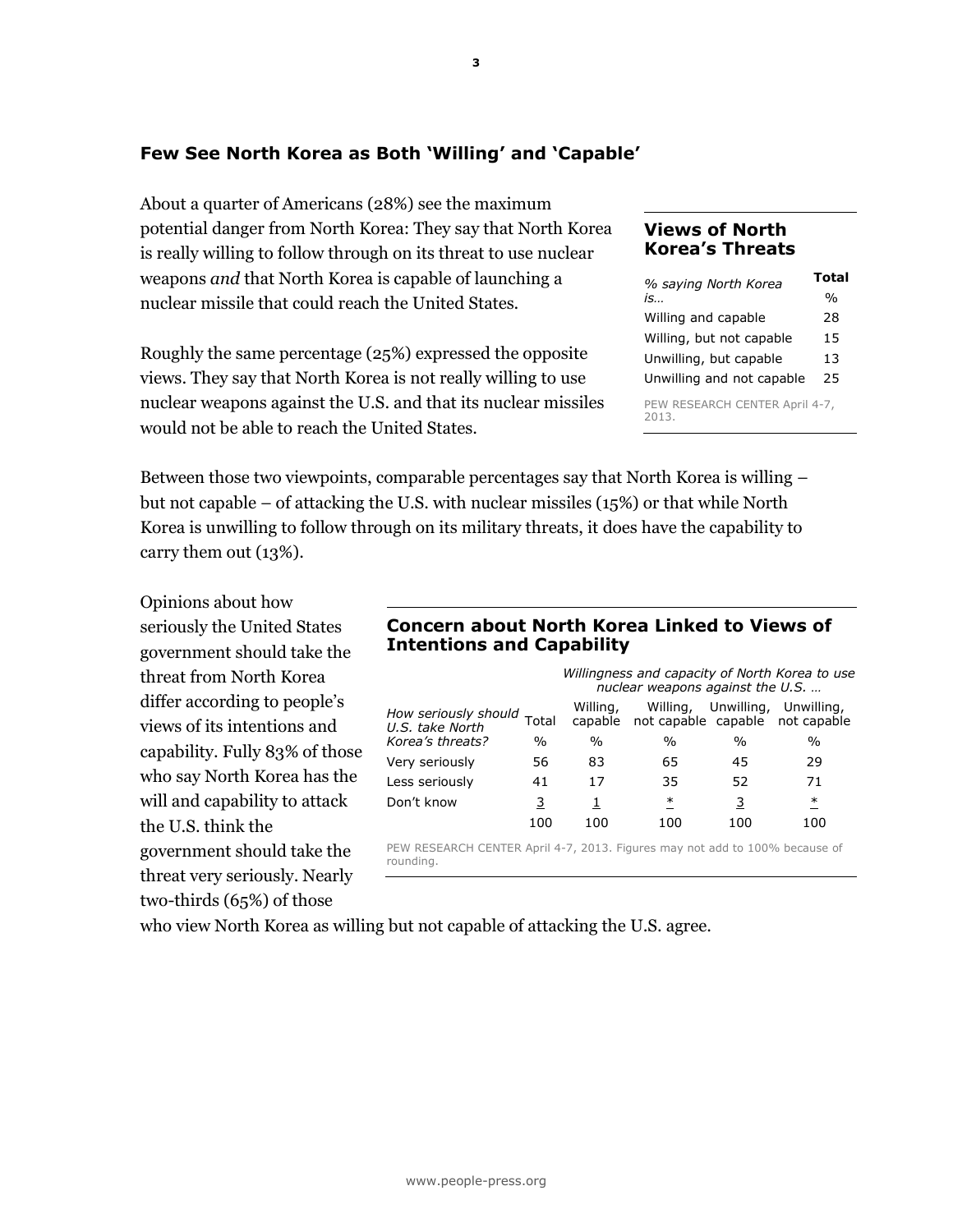## Few See North Korea as Both 'Willing' and 'Capable'

About a quarter of Americans (28%) see the maximum potential danger from North Korea: They say that North Korea is really willing to follow through on its threat to use nuclear weapons *and* that North Korea is capable of launching a nuclear missile that could reach the United States.

Roughly the same percentage (25%) expressed the opposite views. They say that North Korea is not really willing to use nuclear weapons against the U.S. and that its nuclear missiles would not be able to reach the United States.

### Views of North Korea's Threats

| *% saying North Korea is…* | **Total** |
|---|---|
| | % |
| Willing and capable | 28 |
| Willing, but not capable | 15 |
| Unwilling, but capable | 13 |
| Unwilling and not capable | 25 |

PEW RESEARCH CENTER April 4-7, 2013.

Between those two viewpoints, comparable percentages say that North Korea is willing – but not capable – of attacking the U.S. with nuclear missiles (15%) or that while North Korea is unwilling to follow through on its military threats, it does have the capability to carry them out (13%).

Opinions about how seriously the United States government should take the threat from North Korea differ according to people's views of its intentions and capability. Fully 83% of those who say North Korea has the will and capability to attack the U.S. think the government should take the threat very seriously. Nearly two-thirds (65%) of those who view North Korea as willing but not capable of attacking the U.S. agree.

### Concern about North Korea Linked to Views of Intentions and Capability

| | | *Willingness and capacity of North Korea to use nuclear weapons against the U.S. …* | | | |
|---|---|---|---|---|---|
| *How seriously should U.S. take North Korea's threats?* | Total | Willing, capable | Willing, not capable | Unwilling, capable | Unwilling, not capable |
| | % | % | % | % | % |
| Very seriously | 56 | 83 | 65 | 45 | 29 |
| Less seriously | 41 | 17 | 35 | 52 | 71 |
| Don't know | 3 | 1 | * | 3 | * |
| | 100 | 100 | 100 | 100 | 100 |

PEW RESEARCH CENTER April 4-7, 2013. Figures may not add to 100% because of rounding.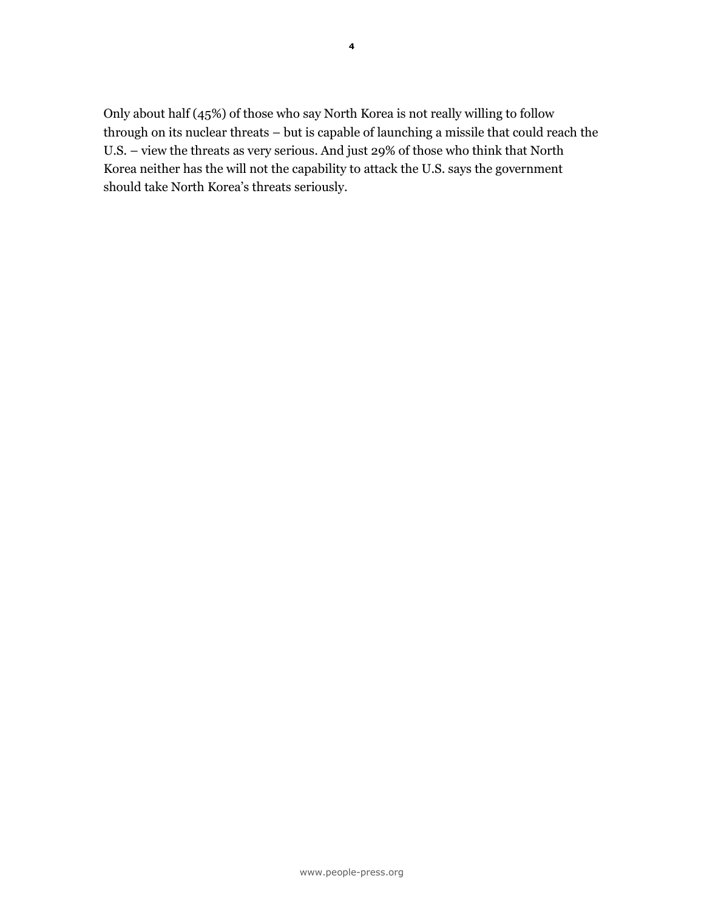Only about half (45%) of those who say North Korea is not really willing to follow through on its nuclear threats – but is capable of launching a missile that could reach the U.S. – view the threats as very serious. And just 29% of those who think that North Korea neither has the will not the capability to attack the U.S. says the government should take North Korea's threats seriously.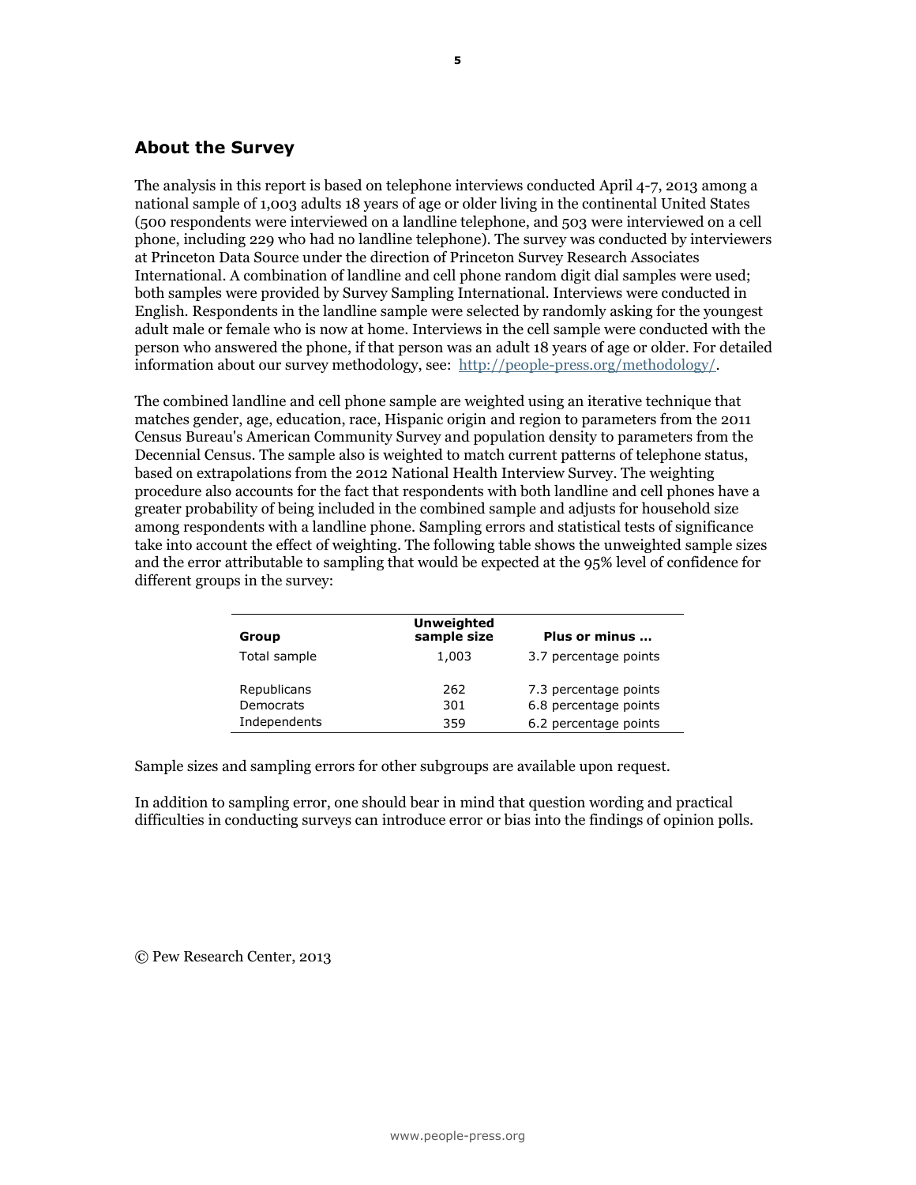## About the Survey

The analysis in this report is based on telephone interviews conducted April 4-7, 2013 among a national sample of 1,003 adults 18 years of age or older living in the continental United States (500 respondents were interviewed on a landline telephone, and 503 were interviewed on a cell phone, including 229 who had no landline telephone). The survey was conducted by interviewers at Princeton Data Source under the direction of Princeton Survey Research Associates International. A combination of landline and cell phone random digit dial samples were used; both samples were provided by Survey Sampling International. Interviews were conducted in English. Respondents in the landline sample were selected by randomly asking for the youngest adult male or female who is now at home. Interviews in the cell sample were conducted with the person who answered the phone, if that person was an adult 18 years of age or older. For detailed information about our survey methodology, see: http://people-press.org/methodology/.

The combined landline and cell phone sample are weighted using an iterative technique that matches gender, age, education, race, Hispanic origin and region to parameters from the 2011 Census Bureau's American Community Survey and population density to parameters from the Decennial Census. The sample also is weighted to match current patterns of telephone status, based on extrapolations from the 2012 National Health Interview Survey. The weighting procedure also accounts for the fact that respondents with both landline and cell phones have a greater probability of being included in the combined sample and adjusts for household size among respondents with a landline phone. Sampling errors and statistical tests of significance take into account the effect of weighting. The following table shows the unweighted sample sizes and the error attributable to sampling that would be expected at the 95% level of confidence for different groups in the survey:

| Group | Unweighted sample size | Plus or minus ... |
|---|---|---|
| Total sample | 1,003 | 3.7 percentage points |
| Republicans | 262 | 7.3 percentage points |
| Democrats | 301 | 6.8 percentage points |
| Independents | 359 | 6.2 percentage points |

Sample sizes and sampling errors for other subgroups are available upon request.

In addition to sampling error, one should bear in mind that question wording and practical difficulties in conducting surveys can introduce error or bias into the findings of opinion polls.

© Pew Research Center, 2013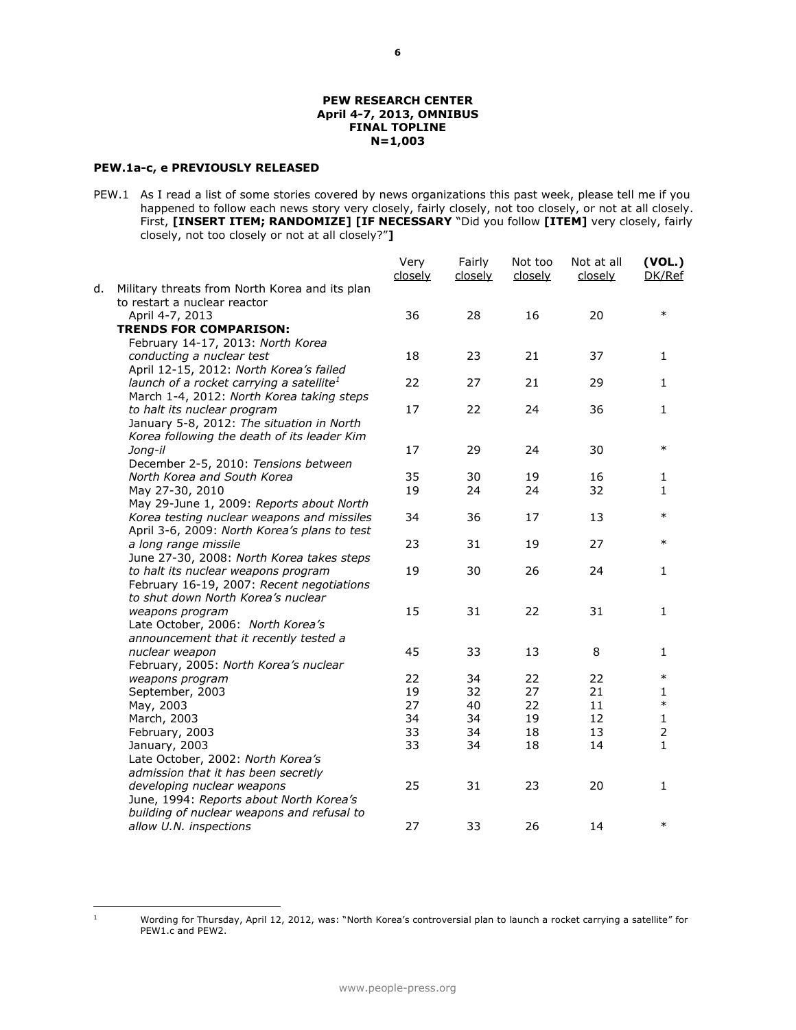**PEW RESEARCH CENTER**
**April 4-7, 2013, OMNIBUS**
**FINAL TOPLINE**
**N=1,003**

**PEW.1a-c, e PREVIOUSLY RELEASED**

PEW.1 As I read a list of some stories covered by news organizations this past week, please tell me if you happened to follow each news story very closely, fairly closely, not too closely, or not at all closely. First, **[INSERT ITEM; RANDOMIZE] [IF NECESSARY** "Did you follow **[ITEM]** very closely, fairly closely, not too closely or not at all closely?"**]**

| | Very closely | Fairly closely | Not too closely | Not at all closely | (VOL.) DK/Ref |
|---|---|---|---|---|---|
| d. Military threats from North Korea and its plan to restart a nuclear reactor | | | | | |
| April 4-7, 2013 | 36 | 28 | 16 | 20 | * |
| **TRENDS FOR COMPARISON:** | | | | | |
| February 14-17, 2013: *North Korea conducting a nuclear test* | 18 | 23 | 21 | 37 | 1 |
| April 12-15, 2012: *North Korea's failed launch of a rocket carrying a satellite*[1] | 22 | 27 | 21 | 29 | 1 |
| March 1-4, 2012: *North Korea taking steps to halt its nuclear program* | 17 | 22 | 24 | 36 | 1 |
| January 5-8, 2012: *The situation in North Korea following the death of its leader Kim Jong-il* | 17 | 29 | 24 | 30 | * |
| December 2-5, 2010: *Tensions between North Korea and South Korea* | 35 | 30 | 19 | 16 | 1 |
| May 27-30, 2010 | 19 | 24 | 24 | 32 | 1 |
| May 29-June 1, 2009: *Reports about North Korea testing nuclear weapons and missiles* | 34 | 36 | 17 | 13 | * |
| April 3-6, 2009: *North Korea's plans to test a long range missile* | 23 | 31 | 19 | 27 | * |
| June 27-30, 2008: *North Korea takes steps to halt its nuclear weapons program* | 19 | 30 | 26 | 24 | 1 |
| February 16-19, 2007: *Recent negotiations to shut down North Korea's nuclear weapons program* | 15 | 31 | 22 | 31 | 1 |
| Late October, 2006: *North Korea's announcement that it recently tested a nuclear weapon* | 45 | 33 | 13 | 8 | 1 |
| February, 2005: *North Korea's nuclear weapons program* | 22 | 34 | 22 | 22 | * |
| September, 2003 | 19 | 32 | 27 | 21 | 1 |
| May, 2003 | 27 | 40 | 22 | 11 | * |
| March, 2003 | 34 | 34 | 19 | 12 | 1 |
| February, 2003 | 33 | 34 | 18 | 13 | 2 |
| January, 2003 | 33 | 34 | 18 | 14 | 1 |
| Late October, 2002: *North Korea's admission that it has been secretly developing nuclear weapons* | 25 | 31 | 23 | 20 | 1 |
| June, 1994: *Reports about North Korea's building of nuclear weapons and refusal to allow U.N. inspections* | 27 | 33 | 26 | 14 | * |

[1] Wording for Thursday, April 12, 2012, was: "North Korea's controversial plan to launch a rocket carrying a satellite" for PEW1.c and PEW2.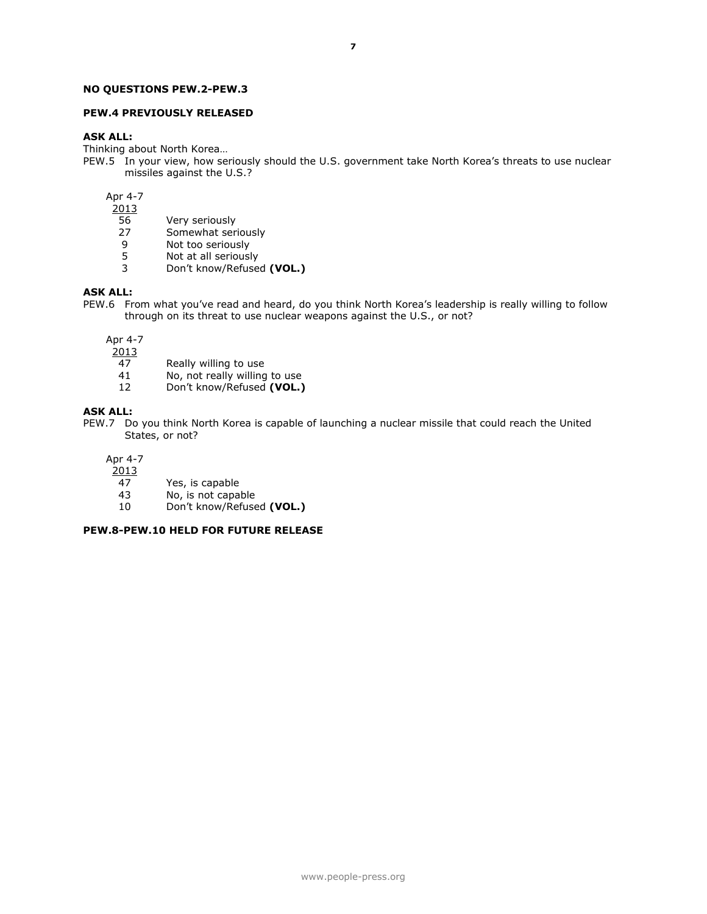**NO QUESTIONS PEW.2-PEW.3**

**PEW.4 PREVIOUSLY RELEASED**

**ASK ALL:**
Thinking about North Korea…
PEW.5 In your view, how seriously should the U.S. government take North Korea's threats to use nuclear missiles against the U.S.?

| Apr 4-7 2013 | |
|---|---|
| 56 | Very seriously |
| 27 | Somewhat seriously |
| 9 | Not too seriously |
| 5 | Not at all seriously |
| 3 | Don't know/Refused **(VOL.)** |

**ASK ALL:**
PEW.6 From what you've read and heard, do you think North Korea's leadership is really willing to follow through on its threat to use nuclear weapons against the U.S., or not?

| Apr 4-7 2013 | |
|---|---|
| 47 | Really willing to use |
| 41 | No, not really willing to use |
| 12 | Don't know/Refused **(VOL.)** |

**ASK ALL:**
PEW.7 Do you think North Korea is capable of launching a nuclear missile that could reach the United States, or not?

| Apr 4-7 2013 | |
|---|---|
| 47 | Yes, is capable |
| 43 | No, is not capable |
| 10 | Don't know/Refused **(VOL.)** |

**PEW.8-PEW.10 HELD FOR FUTURE RELEASE**